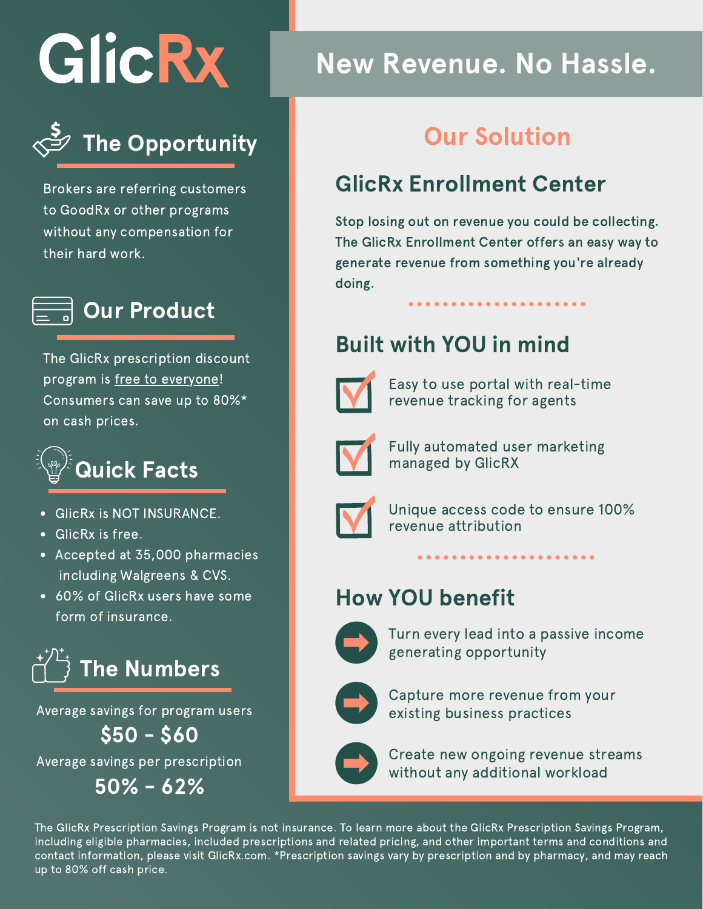# GlicRx

## The Opportunity

Brokers are referring customers to GoodRx or other programs without any compensation for their hard work.

## Our Product

The GlicRx prescription discount program is free to everyone! Consumers can save up to 80%* on cash prices.

## Quick Facts

- GlicRx is NOT INSURANCE.
- GlicRx is free.
- Accepted at 35,000 pharmacies including Walgreens & CVS.
- 60% of GlicRx users have some form of insurance.

## The Numbers

Average savings for program users

**$50 - $60**

Average savings per prescription

**50% - 62%**

# New Revenue. No Hassle.

## Our Solution

### GlicRx Enrollment Center

Stop losing out on revenue you could be collecting. The GlicRx Enrollment Center offers an easy way to generate revenue from something you're already doing.

### Built with YOU in mind

- Easy to use portal with real-time revenue tracking for agents
- Fully automated user marketing managed by GlicRX
- Unique access code to ensure 100% revenue attribution

### How YOU benefit

- Turn every lead into a passive income generating opportunity
- Capture more revenue from your existing business practices
- Create new ongoing revenue streams without any additional workload

The GlicRx Prescription Savings Program is not insurance. To learn more about the GlicRx Prescription Savings Program, including eligible pharmacies, included prescriptions and related pricing, and other important terms and conditions and contact information, please visit GlicRx.com. *Prescription savings vary by prescription and by pharmacy, and may reach up to 80% off cash price.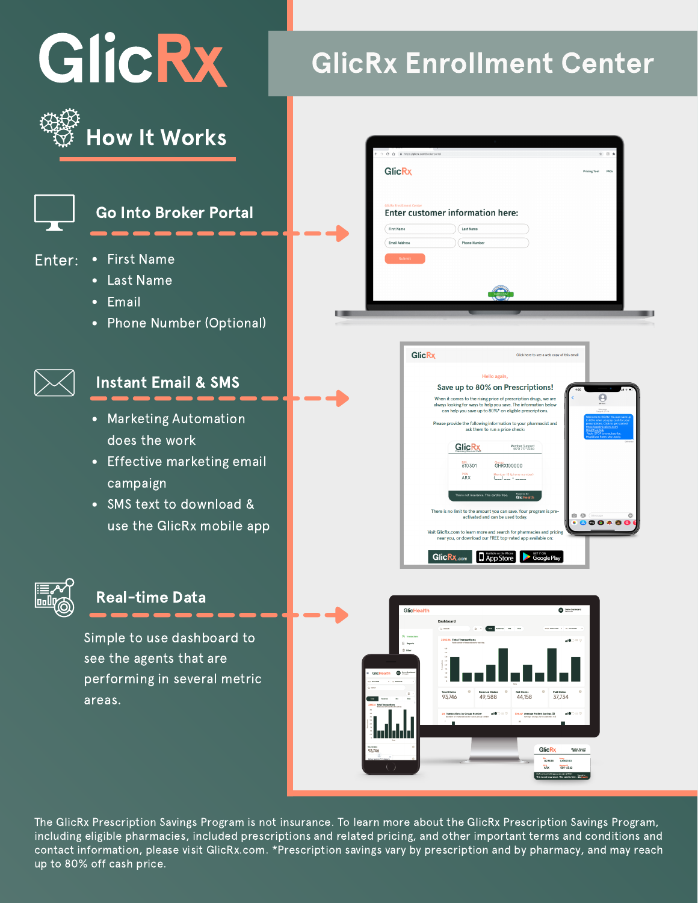# GlicRx

## GlicRx Enrollment Center

### How It Works

### Go Into Broker Portal

Enter:

- First Name
- Last Name
- Email
- Phone Number (Optional)

### Instant Email & SMS

- Marketing Automation does the work
- Effective marketing email campaign
- SMS text to download & use the GlicRx mobile app

### Real-time Data

Simple to use dashboard to see the agents that are performing in several metric areas.

The GlicRx Prescription Savings Program is not insurance. To learn more about the GlicRx Prescription Savings Program, including eligible pharmacies, included prescriptions and related pricing, and other important terms and conditions and contact information, please visit GlicRx.com. *Prescription savings vary by prescription and by pharmacy, and may reach up to 80% off cash price.